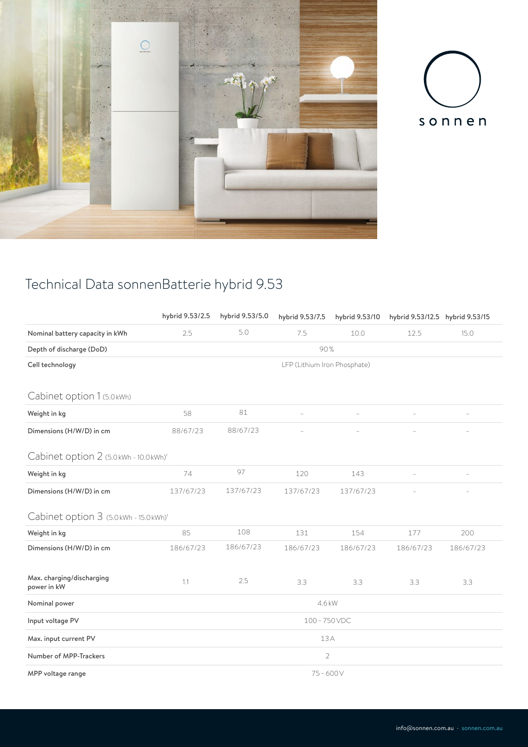sonnen

# Technical Data sonnenBatterie hybrid 9.53

| | hybrid 9.53/2.5 | hybrid 9.53/5.0 | hybrid 9.53/7.5 | hybrid 9.53/10 | hybrid 9.53/12.5 | hybrid 9.53/15 |
|---|---|---|---|---|---|---|
| **Nominal battery capacity in kWh** | 2.5 | 5.0 | 7.5 | 10.0 | 12.5 | 15.0 |
| **Depth of discharge (DoD)** | 90 % | | | | | |
| **Cell technology** | LFP (Lithium Iron Phosphate) | | | | | |
| **Cabinet option 1** (5.0 kWh) | | | | | | |
| **Weight in kg** | 58 | 81 | – | – | – | – |
| **Dimensions (H/W/D) in cm** | 88/67/23 | 88/67/23 | – | – | – | – |
| **Cabinet option 2** (5.0 kWh - 10.0 kWh)[1] | | | | | | |
| **Weight in kg** | 74 | 97 | 120 | 143 | – | – |
| **Dimensions (H/W/D) in cm** | 137/67/23 | 137/67/23 | 137/67/23 | 137/67/23 | – | – |
| **Cabinet option 3** (5.0 kWh - 15.0 kWh)[1] | | | | | | |
| **Weight in kg** | 85 | 108 | 131 | 154 | 177 | 200 |
| **Dimensions (H/W/D) in cm** | 186/67/23 | 186/67/23 | 186/67/23 | 186/67/23 | 186/67/23 | 186/67/23 |
| **Max. charging/discharging power in kW** | 1.1 | 2.5 | 3.3 | 3.3 | 3.3 | 3.3 |
| **Nominal power** | 4.6 kW | | | | | |
| **Input voltage PV** | 100 – 750 VDC | | | | | |
| **Max. input current PV** | 13 A | | | | | |
| **Number of MPP-Trackers** | 2 | | | | | |
| **MPP voltage range** | 75 – 600 V | | | | | |

info@sonnen.com.au · sonnen.com.au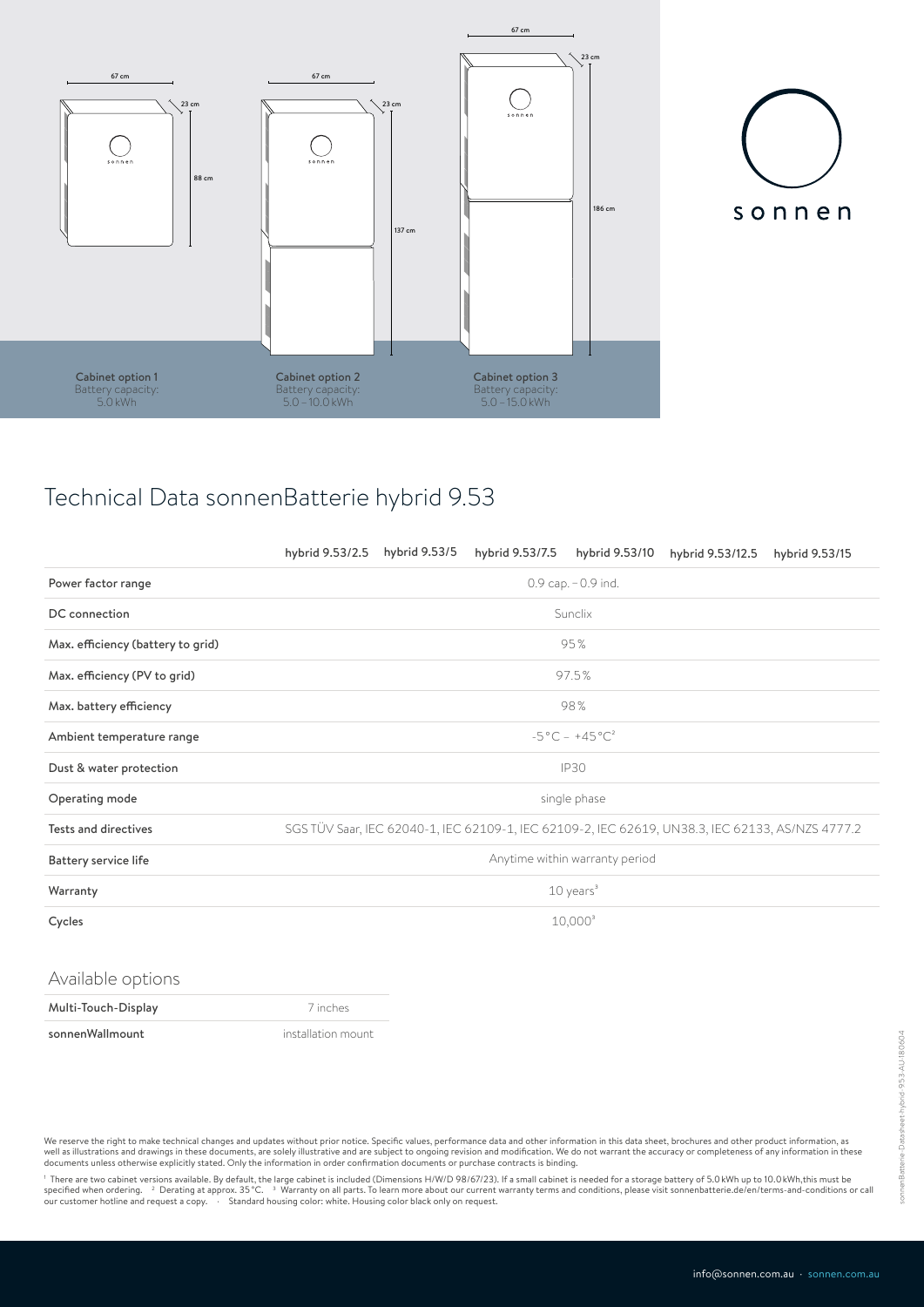67 cm
23 cm
88 cm

sonnen

Cabinet option 1
Battery capacity:
5.0 kWh

67 cm
23 cm
137 cm

sonnen

Cabinet option 2
Battery capacity:
5.0 – 10.0 kWh

67 cm
23 cm
186 cm

sonnen

Cabinet option 3
Battery capacity:
5.0 – 15.0 kWh

sonnen

# Technical Data sonnenBatterie hybrid 9.53

| | hybrid 9.53/2.5 | hybrid 9.53/5 | hybrid 9.53/7.5 | hybrid 9.53/10 | hybrid 9.53/12.5 | hybrid 9.53/15 |
|---|---|---|---|---|---|---|
| Power factor range | 0.9 cap. – 0.9 ind. | | | | | |
| DC connection | Sunclix | | | | | |
| Max. efficiency (battery to grid) | 95% | | | | | |
| Max. efficiency (PV to grid) | 97.5% | | | | | |
| Max. battery efficiency | 98% | | | | | |
| Ambient temperature range | -5 °C – +45 °C[2] | | | | | |
| Dust & water protection | IP30 | | | | | |
| Operating mode | single phase | | | | | |
| Tests and directives | SGS TÜV Saar, IEC 62040-1, IEC 62109-1, IEC 62109-2, IEC 62619, UN38.3, IEC 62133, AS/NZS 4777.2 | | | | | |
| Battery service life | Anytime within warranty period | | | | | |
| Warranty | 10 years[3] | | | | | |
| Cycles | 10,000[3] | | | | | |

## Available options

| | |
|---|---|
| Multi-Touch-Display | 7 inches |
| sonnenWallmount | installation mount |

We reserve the right to make technical changes and updates without prior notice. Specific values, performance data and other information in this data sheet, brochures and other product information, as well as illustrations and drawings in these documents, are solely illustrative and are subject to ongoing revision and modification. We do not warrant the accuracy or completeness of any information in these documents unless otherwise explicitly stated. Only the information in order confirmation documents or purchase contracts is binding.

[1] There are two cabinet versions available. By default, the large cabinet is included (Dimensions H/W/D 98/67/23). If a small cabinet is needed for a storage battery of 5.0 kWh up to 10.0 kWh, this must be specified when ordering. [2] Derating at approx. 35 °C. [3] Warranty on all parts. To learn more about our current warranty terms and conditions, please visit sonnenbatterie.de/en/terms-and-conditions or call our customer hotline and request a copy. · Standard housing color: white. Housing color black only on request.

sonnenBatterie-Datasheet-hybrid-9.53-AU-180604

info@sonnen.com.au · sonnen.com.au